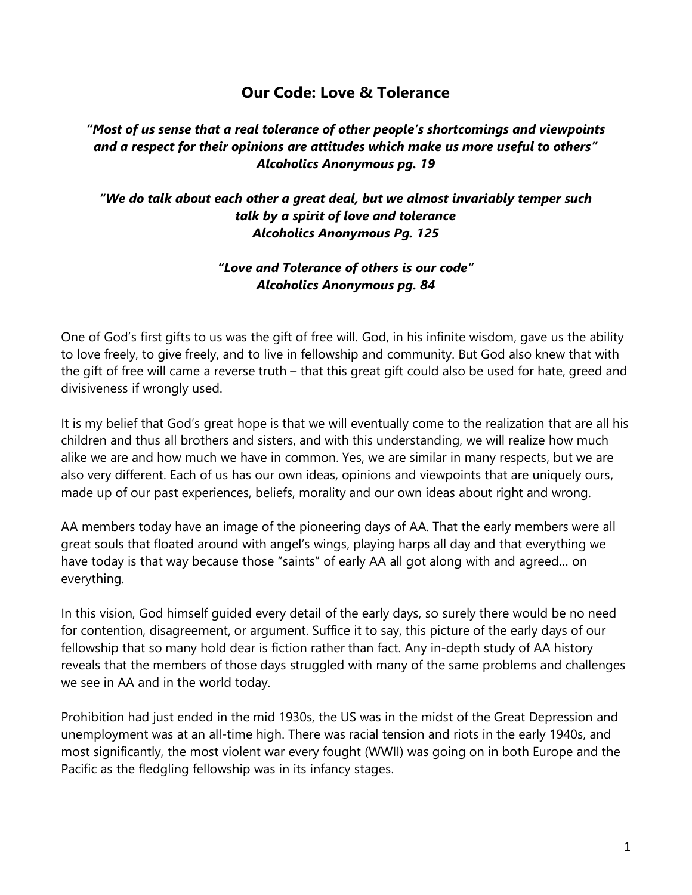## Our Code: Love & Tolerance

***"Most of us sense that a real tolerance of other people's shortcomings and viewpoints and a respect for their opinions are attitudes which make us more useful to others" Alcoholics Anonymous pg. 19***

***"We do talk about each other a great deal, but we almost invariably temper such talk by a spirit of love and tolerance Alcoholics Anonymous Pg. 125***

***"Love and Tolerance of others is our code" Alcoholics Anonymous pg. 84***

One of God's first gifts to us was the gift of free will. God, in his infinite wisdom, gave us the ability to love freely, to give freely, and to live in fellowship and community. But God also knew that with the gift of free will came a reverse truth – that this great gift could also be used for hate, greed and divisiveness if wrongly used.

It is my belief that God's great hope is that we will eventually come to the realization that are all his children and thus all brothers and sisters, and with this understanding, we will realize how much alike we are and how much we have in common. Yes, we are similar in many respects, but we are also very different. Each of us has our own ideas, opinions and viewpoints that are uniquely ours, made up of our past experiences, beliefs, morality and our own ideas about right and wrong.

AA members today have an image of the pioneering days of AA. That the early members were all great souls that floated around with angel's wings, playing harps all day and that everything we have today is that way because those "saints" of early AA all got along with and agreed… on everything.

In this vision, God himself guided every detail of the early days, so surely there would be no need for contention, disagreement, or argument. Suffice it to say, this picture of the early days of our fellowship that so many hold dear is fiction rather than fact. Any in-depth study of AA history reveals that the members of those days struggled with many of the same problems and challenges we see in AA and in the world today.

Prohibition had just ended in the mid 1930s, the US was in the midst of the Great Depression and unemployment was at an all-time high. There was racial tension and riots in the early 1940s, and most significantly, the most violent war every fought (WWII) was going on in both Europe and the Pacific as the fledgling fellowship was in its infancy stages.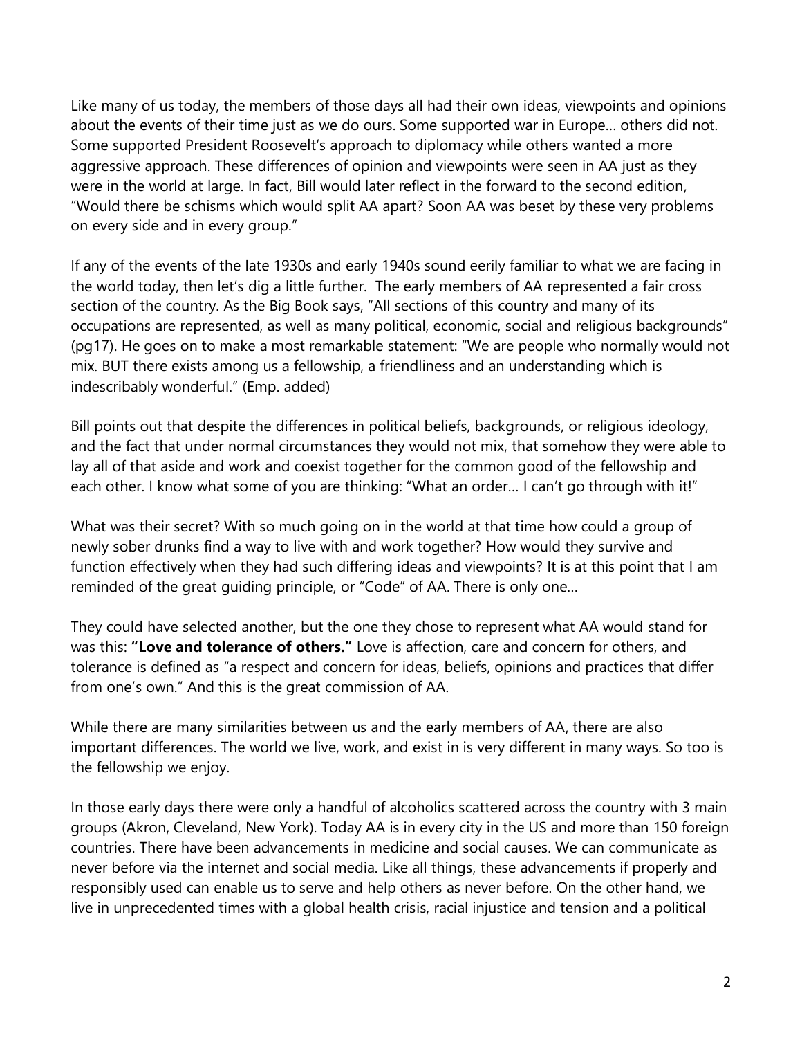Like many of us today, the members of those days all had their own ideas, viewpoints and opinions about the events of their time just as we do ours. Some supported war in Europe… others did not. Some supported President Roosevelt's approach to diplomacy while others wanted a more aggressive approach. These differences of opinion and viewpoints were seen in AA just as they were in the world at large. In fact, Bill would later reflect in the forward to the second edition, "Would there be schisms which would split AA apart? Soon AA was beset by these very problems on every side and in every group."

If any of the events of the late 1930s and early 1940s sound eerily familiar to what we are facing in the world today, then let's dig a little further. The early members of AA represented a fair cross section of the country. As the Big Book says, "All sections of this country and many of its occupations are represented, as well as many political, economic, social and religious backgrounds" (pg17). He goes on to make a most remarkable statement: "We are people who normally would not mix. BUT there exists among us a fellowship, a friendliness and an understanding which is indescribably wonderful." (Emp. added)

Bill points out that despite the differences in political beliefs, backgrounds, or religious ideology, and the fact that under normal circumstances they would not mix, that somehow they were able to lay all of that aside and work and coexist together for the common good of the fellowship and each other. I know what some of you are thinking: "What an order… I can't go through with it!"

What was their secret? With so much going on in the world at that time how could a group of newly sober drunks find a way to live with and work together? How would they survive and function effectively when they had such differing ideas and viewpoints? It is at this point that I am reminded of the great guiding principle, or "Code" of AA. There is only one…

They could have selected another, but the one they chose to represent what AA would stand for was this: **"Love and tolerance of others."** Love is affection, care and concern for others, and tolerance is defined as "a respect and concern for ideas, beliefs, opinions and practices that differ from one's own." And this is the great commission of AA.

While there are many similarities between us and the early members of AA, there are also important differences. The world we live, work, and exist in is very different in many ways. So too is the fellowship we enjoy.

In those early days there were only a handful of alcoholics scattered across the country with 3 main groups (Akron, Cleveland, New York). Today AA is in every city in the US and more than 150 foreign countries. There have been advancements in medicine and social causes. We can communicate as never before via the internet and social media. Like all things, these advancements if properly and responsibly used can enable us to serve and help others as never before. On the other hand, we live in unprecedented times with a global health crisis, racial injustice and tension and a political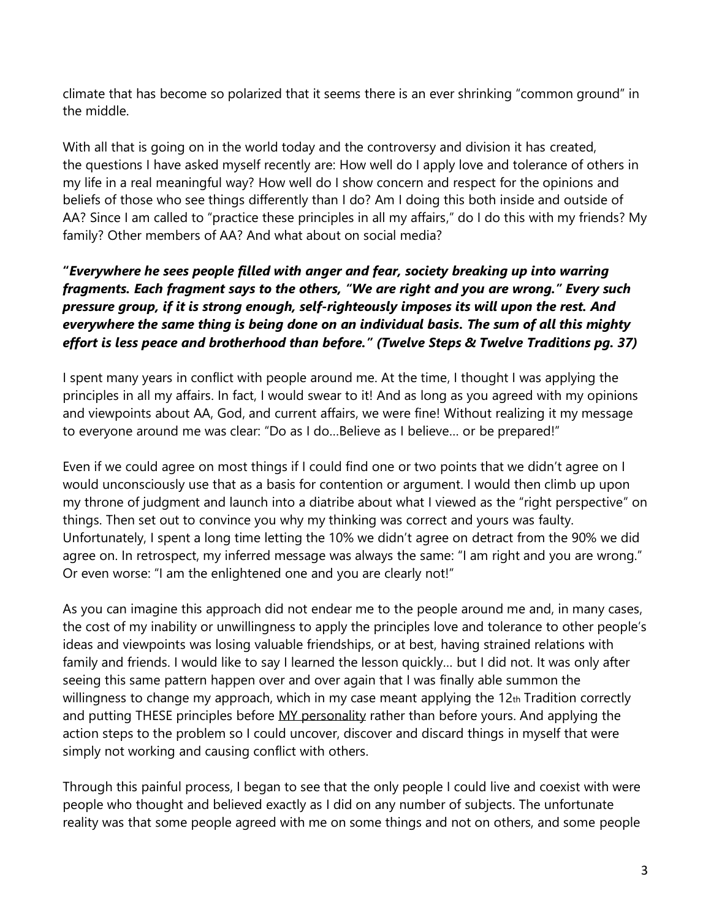climate that has become so polarized that it seems there is an ever shrinking "common ground" in the middle.

With all that is going on in the world today and the controversy and division it has created, the questions I have asked myself recently are: How well do I apply love and tolerance of others in my life in a real meaningful way? How well do I show concern and respect for the opinions and beliefs of those who see things differently than I do? Am I doing this both inside and outside of AA? Since I am called to "practice these principles in all my affairs," do I do this with my friends? My family? Other members of AA? And what about on social media?

**"*Everywhere he sees people filled with anger and fear, society breaking up into warring fragments. Each fragment says to the others, "We are right and you are wrong." Every such pressure group, if it is strong enough, self-righteously imposes its will upon the rest. And everywhere the same thing is being done on an individual basis. The sum of all this mighty effort is less peace and brotherhood than before." (Twelve Steps & Twelve Traditions pg. 37)***

I spent many years in conflict with people around me. At the time, I thought I was applying the principles in all my affairs. In fact, I would swear to it! And as long as you agreed with my opinions and viewpoints about AA, God, and current affairs, we were fine! Without realizing it my message to everyone around me was clear: "Do as I do…Believe as I believe… or be prepared!"

Even if we could agree on most things if I could find one or two points that we didn't agree on I would unconsciously use that as a basis for contention or argument. I would then climb up upon my throne of judgment and launch into a diatribe about what I viewed as the "right perspective" on things. Then set out to convince you why my thinking was correct and yours was faulty. Unfortunately, I spent a long time letting the 10% we didn't agree on detract from the 90% we did agree on. In retrospect, my inferred message was always the same: "I am right and you are wrong." Or even worse: "I am the enlightened one and you are clearly not!"

As you can imagine this approach did not endear me to the people around me and, in many cases, the cost of my inability or unwillingness to apply the principles love and tolerance to other people's ideas and viewpoints was losing valuable friendships, or at best, having strained relations with family and friends. I would like to say I learned the lesson quickly… but I did not. It was only after seeing this same pattern happen over and over again that I was finally able summon the willingness to change my approach, which in my case meant applying the 12th Tradition correctly and putting THESE principles before <u>MY personality</u> rather than before yours. And applying the action steps to the problem so I could uncover, discover and discard things in myself that were simply not working and causing conflict with others.

Through this painful process, I began to see that the only people I could live and coexist with were people who thought and believed exactly as I did on any number of subjects. The unfortunate reality was that some people agreed with me on some things and not on others, and some people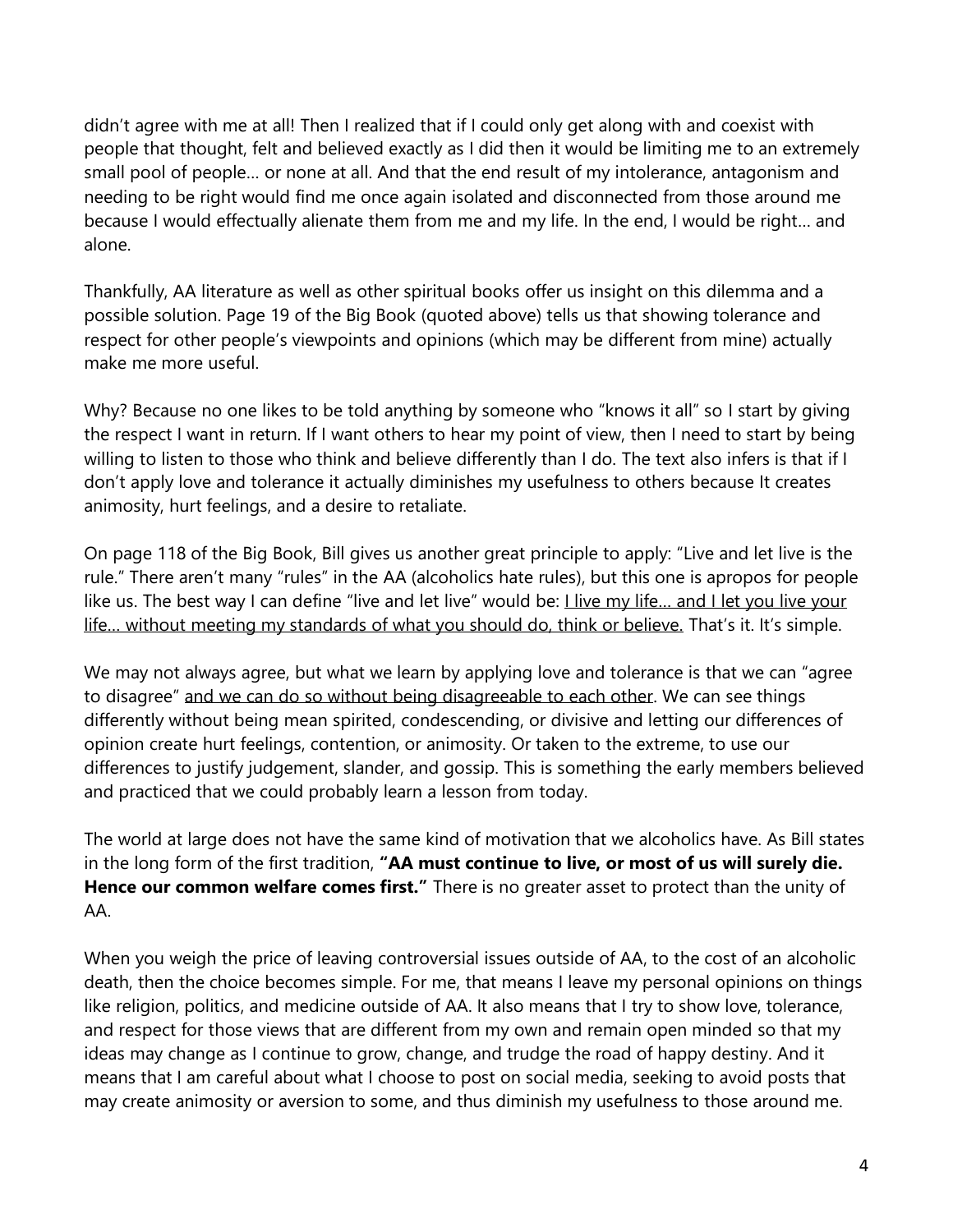didn't agree with me at all! Then I realized that if I could only get along with and coexist with people that thought, felt and believed exactly as I did then it would be limiting me to an extremely small pool of people… or none at all. And that the end result of my intolerance, antagonism and needing to be right would find me once again isolated and disconnected from those around me because I would effectually alienate them from me and my life. In the end, I would be right… and alone.

Thankfully, AA literature as well as other spiritual books offer us insight on this dilemma and a possible solution. Page 19 of the Big Book (quoted above) tells us that showing tolerance and respect for other people's viewpoints and opinions (which may be different from mine) actually make me more useful.

Why? Because no one likes to be told anything by someone who "knows it all" so I start by giving the respect I want in return. If I want others to hear my point of view, then I need to start by being willing to listen to those who think and believe differently than I do. The text also infers is that if I don't apply love and tolerance it actually diminishes my usefulness to others because It creates animosity, hurt feelings, and a desire to retaliate.

On page 118 of the Big Book, Bill gives us another great principle to apply: "Live and let live is the rule." There aren't many "rules" in the AA (alcoholics hate rules), but this one is apropos for people like us. The best way I can define "live and let live" would be: <u>I live my life… and I let you live your life… without meeting my standards of what you should do, think or believe.</u> That's it. It's simple.

We may not always agree, but what we learn by applying love and tolerance is that we can "agree to disagree" <u>and we can do so without being disagreeable to each other</u>. We can see things differently without being mean spirited, condescending, or divisive and letting our differences of opinion create hurt feelings, contention, or animosity. Or taken to the extreme, to use our differences to justify judgement, slander, and gossip. This is something the early members believed and practiced that we could probably learn a lesson from today.

The world at large does not have the same kind of motivation that we alcoholics have. As Bill states in the long form of the first tradition, **"AA must continue to live, or most of us will surely die. Hence our common welfare comes first."** There is no greater asset to protect than the unity of AA.

When you weigh the price of leaving controversial issues outside of AA, to the cost of an alcoholic death, then the choice becomes simple. For me, that means I leave my personal opinions on things like religion, politics, and medicine outside of AA. It also means that I try to show love, tolerance, and respect for those views that are different from my own and remain open minded so that my ideas may change as I continue to grow, change, and trudge the road of happy destiny. And it means that I am careful about what I choose to post on social media, seeking to avoid posts that may create animosity or aversion to some, and thus diminish my usefulness to those around me.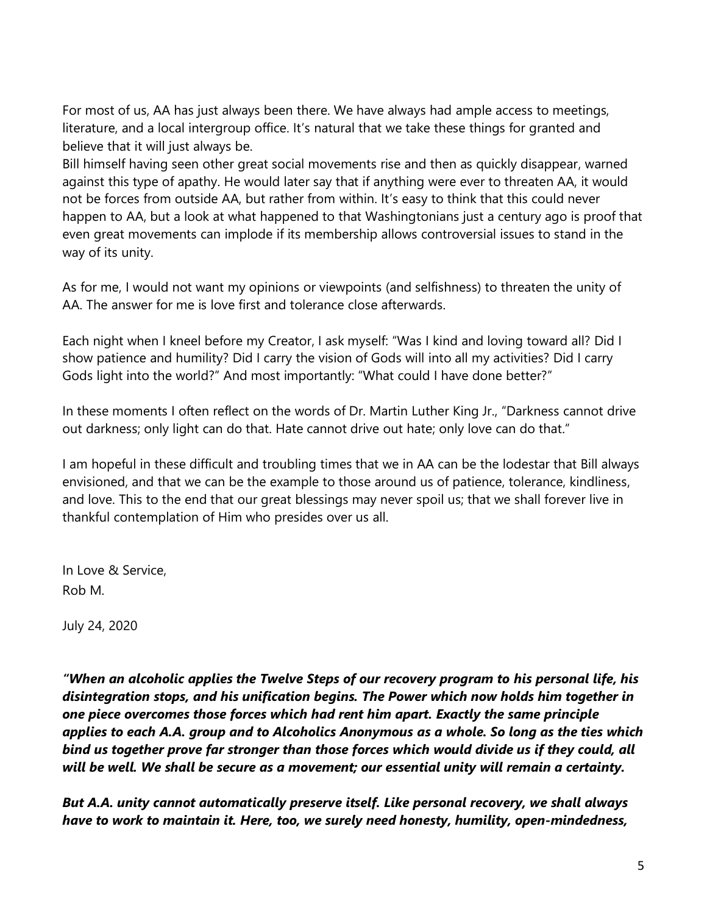For most of us, AA has just always been there. We have always had ample access to meetings, literature, and a local intergroup office. It's natural that we take these things for granted and believe that it will just always be.

Bill himself having seen other great social movements rise and then as quickly disappear, warned against this type of apathy. He would later say that if anything were ever to threaten AA, it would not be forces from outside AA, but rather from within. It's easy to think that this could never happen to AA, but a look at what happened to that Washingtonians just a century ago is proof that even great movements can implode if its membership allows controversial issues to stand in the way of its unity.

As for me, I would not want my opinions or viewpoints (and selfishness) to threaten the unity of AA. The answer for me is love first and tolerance close afterwards.

Each night when I kneel before my Creator, I ask myself: "Was I kind and loving toward all? Did I show patience and humility? Did I carry the vision of Gods will into all my activities? Did I carry Gods light into the world?" And most importantly: "What could I have done better?"

In these moments I often reflect on the words of Dr. Martin Luther King Jr., "Darkness cannot drive out darkness; only light can do that. Hate cannot drive out hate; only love can do that."

I am hopeful in these difficult and troubling times that we in AA can be the lodestar that Bill always envisioned, and that we can be the example to those around us of patience, tolerance, kindliness, and love. This to the end that our great blessings may never spoil us; that we shall forever live in thankful contemplation of Him who presides over us all.

In Love & Service,
Rob M.

July 24, 2020

***"When an alcoholic applies the Twelve Steps of our recovery program to his personal life, his disintegration stops, and his unification begins. The Power which now holds him together in one piece overcomes those forces which had rent him apart. Exactly the same principle applies to each A.A. group and to Alcoholics Anonymous as a whole. So long as the ties which bind us together prove far stronger than those forces which would divide us if they could, all will be well. We shall be secure as a movement; our essential unity will remain a certainty.***

***But A.A. unity cannot automatically preserve itself. Like personal recovery, we shall always have to work to maintain it. Here, too, we surely need honesty, humility, open-mindedness,***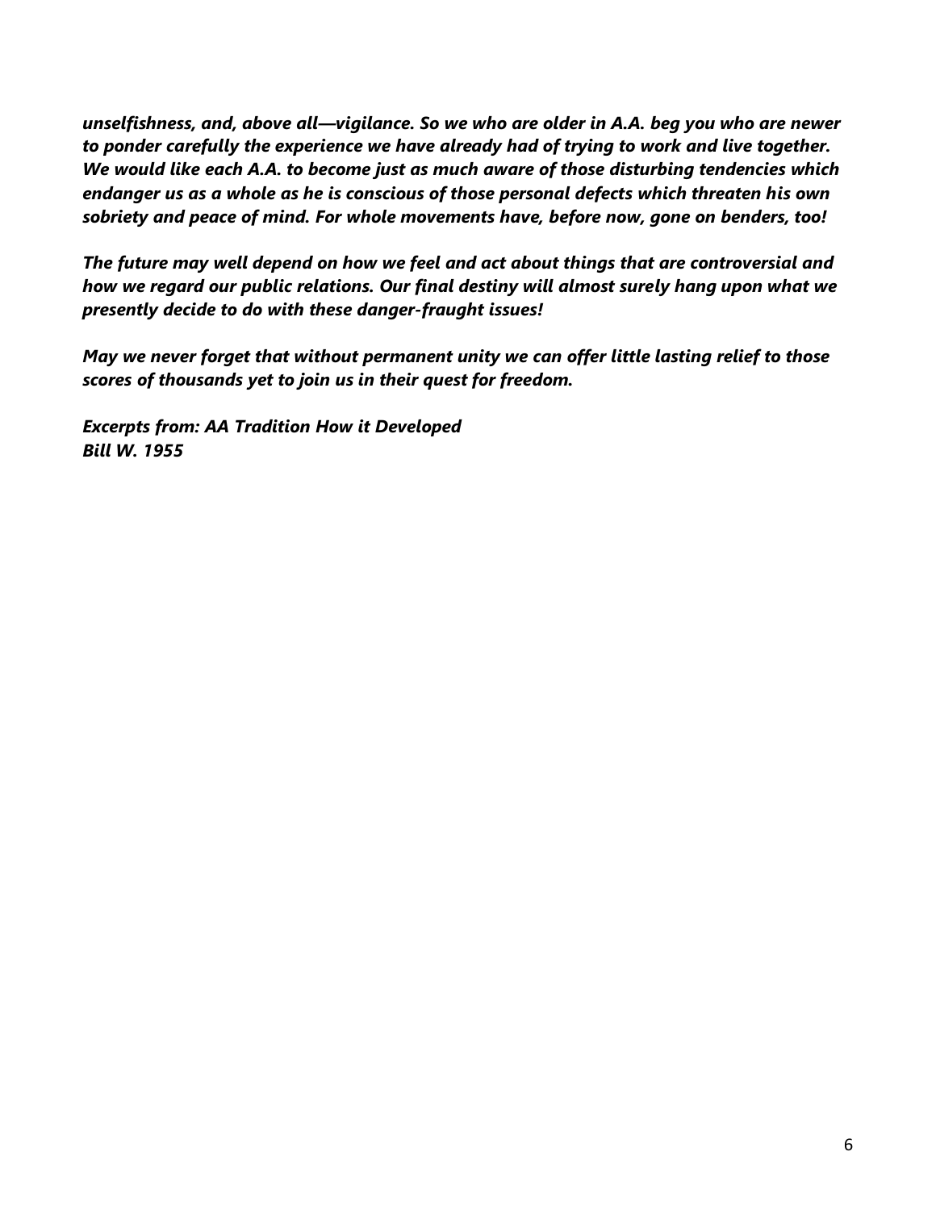***unselfishness, and, above all—vigilance. So we who are older in A.A. beg you who are newer to ponder carefully the experience we have already had of trying to work and live together. We would like each A.A. to become just as much aware of those disturbing tendencies which endanger us as a whole as he is conscious of those personal defects which threaten his own sobriety and peace of mind. For whole movements have, before now, gone on benders, too!***

***The future may well depend on how we feel and act about things that are controversial and how we regard our public relations. Our final destiny will almost surely hang upon what we presently decide to do with these danger-fraught issues!***

***May we never forget that without permanent unity we can offer little lasting relief to those scores of thousands yet to join us in their quest for freedom.***

***Excerpts from: AA Tradition How it Developed***
***Bill W. 1955***